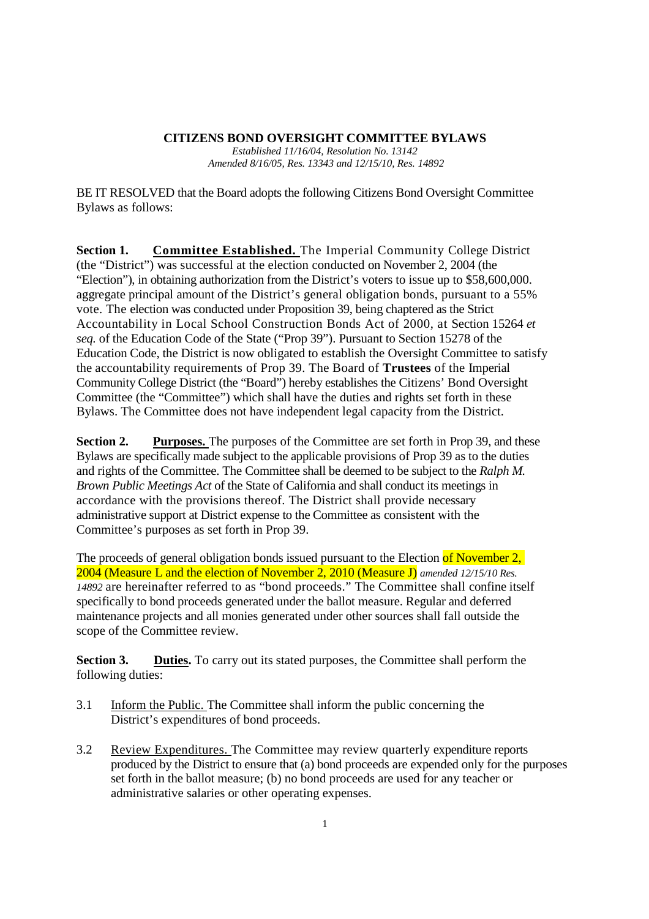# CITIZENS BOND OVERSIGHT COMMITTEE BYLAWS

*Established 11/16/04, Resolution No. 13142*
*Amended 8/16/05, Res. 13343 and 12/15/10, Res. 14892*

BE IT RESOLVED that the Board adopts the following Citizens Bond Oversight Committee Bylaws as follows:

**Section 1. Committee Established.** The Imperial Community College District (the "District") was successful at the election conducted on November 2, 2004 (the "Election"), in obtaining authorization from the District's voters to issue up to $58,600,000. aggregate principal amount of the District's general obligation bonds, pursuant to a 55% vote. The election was conducted under Proposition 39, being chaptered as the Strict Accountability in Local School Construction Bonds Act of 2000, at Section 15264 *et seq.* of the Education Code of the State ("Prop 39"). Pursuant to Section 15278 of the Education Code, the District is now obligated to establish the Oversight Committee to satisfy the accountability requirements of Prop 39. The Board of **Trustees** of the Imperial Community College District (the "Board") hereby establishes the Citizens' Bond Oversight Committee (the "Committee") which shall have the duties and rights set forth in these Bylaws. The Committee does not have independent legal capacity from the District.

**Section 2. Purposes.** The purposes of the Committee are set forth in Prop 39, and these Bylaws are specifically made subject to the applicable provisions of Prop 39 as to the duties and rights of the Committee. The Committee shall be deemed to be subject to the *Ralph M. Brown Public Meetings Act* of the State of California and shall conduct its meetings in accordance with the provisions thereof. The District shall provide necessary administrative support at District expense to the Committee as consistent with the Committee's purposes as set forth in Prop 39.

The proceeds of general obligation bonds issued pursuant to the Election of November 2, 2004 (Measure L and the election of November 2, 2010 (Measure J) *amended 12/15/10 Res. 14892* are hereinafter referred to as "bond proceeds." The Committee shall confine itself specifically to bond proceeds generated under the ballot measure. Regular and deferred maintenance projects and all monies generated under other sources shall fall outside the scope of the Committee review.

**Section 3. Duties.** To carry out its stated purposes, the Committee shall perform the following duties:

3.1 Inform the Public. The Committee shall inform the public concerning the District's expenditures of bond proceeds.

3.2 Review Expenditures. The Committee may review quarterly expenditure reports produced by the District to ensure that (a) bond proceeds are expended only for the purposes set forth in the ballot measure; (b) no bond proceeds are used for any teacher or administrative salaries or other operating expenses.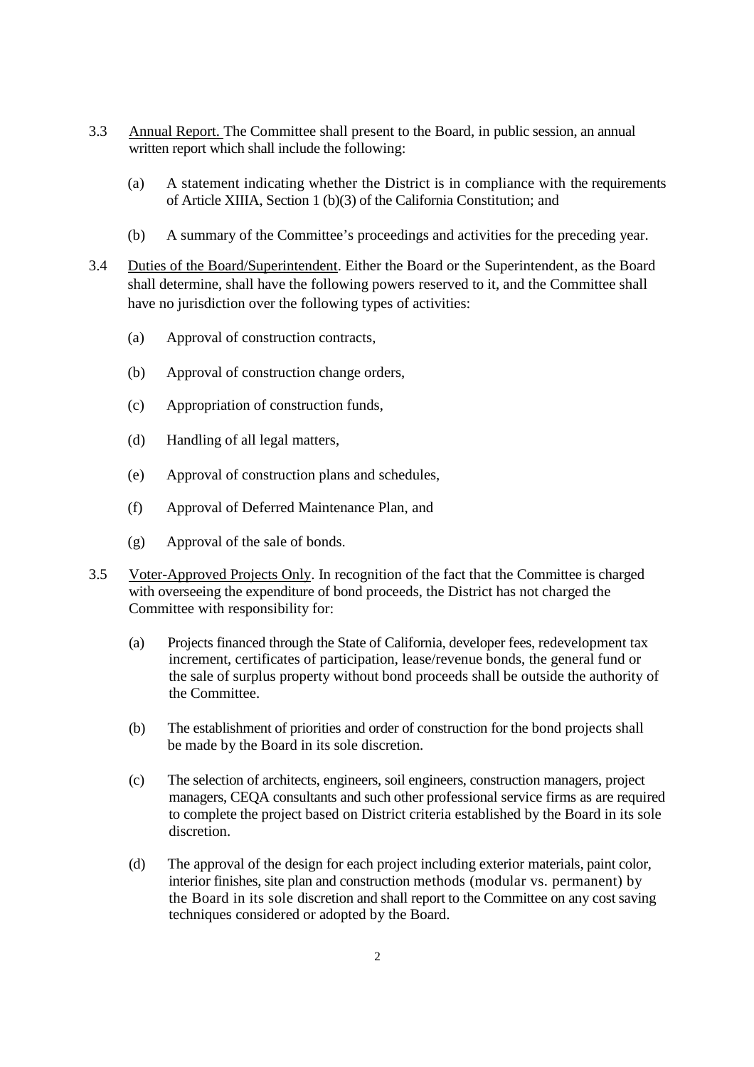3.3 <u>Annual Report.</u> The Committee shall present to the Board, in public session, an annual written report which shall include the following:

(a) A statement indicating whether the District is in compliance with the requirements of Article XIIIA, Section 1 (b)(3) of the California Constitution; and

(b) A summary of the Committee's proceedings and activities for the preceding year.

3.4 <u>Duties of the Board/Superintendent</u>. Either the Board or the Superintendent, as the Board shall determine, shall have the following powers reserved to it, and the Committee shall have no jurisdiction over the following types of activities:

(a) Approval of construction contracts,

(b) Approval of construction change orders,

(c) Appropriation of construction funds,

(d) Handling of all legal matters,

(e) Approval of construction plans and schedules,

(f) Approval of Deferred Maintenance Plan, and

(g) Approval of the sale of bonds.

3.5 <u>Voter-Approved Projects Only</u>. In recognition of the fact that the Committee is charged with overseeing the expenditure of bond proceeds, the District has not charged the Committee with responsibility for:

(a) Projects financed through the State of California, developer fees, redevelopment tax increment, certificates of participation, lease/revenue bonds, the general fund or the sale of surplus property without bond proceeds shall be outside the authority of the Committee.

(b) The establishment of priorities and order of construction for the bond projects shall be made by the Board in its sole discretion.

(c) The selection of architects, engineers, soil engineers, construction managers, project managers, CEQA consultants and such other professional service firms as are required to complete the project based on District criteria established by the Board in its sole discretion.

(d) The approval of the design for each project including exterior materials, paint color, interior finishes, site plan and construction methods (modular vs. permanent) by the Board in its sole discretion and shall report to the Committee on any cost saving techniques considered or adopted by the Board.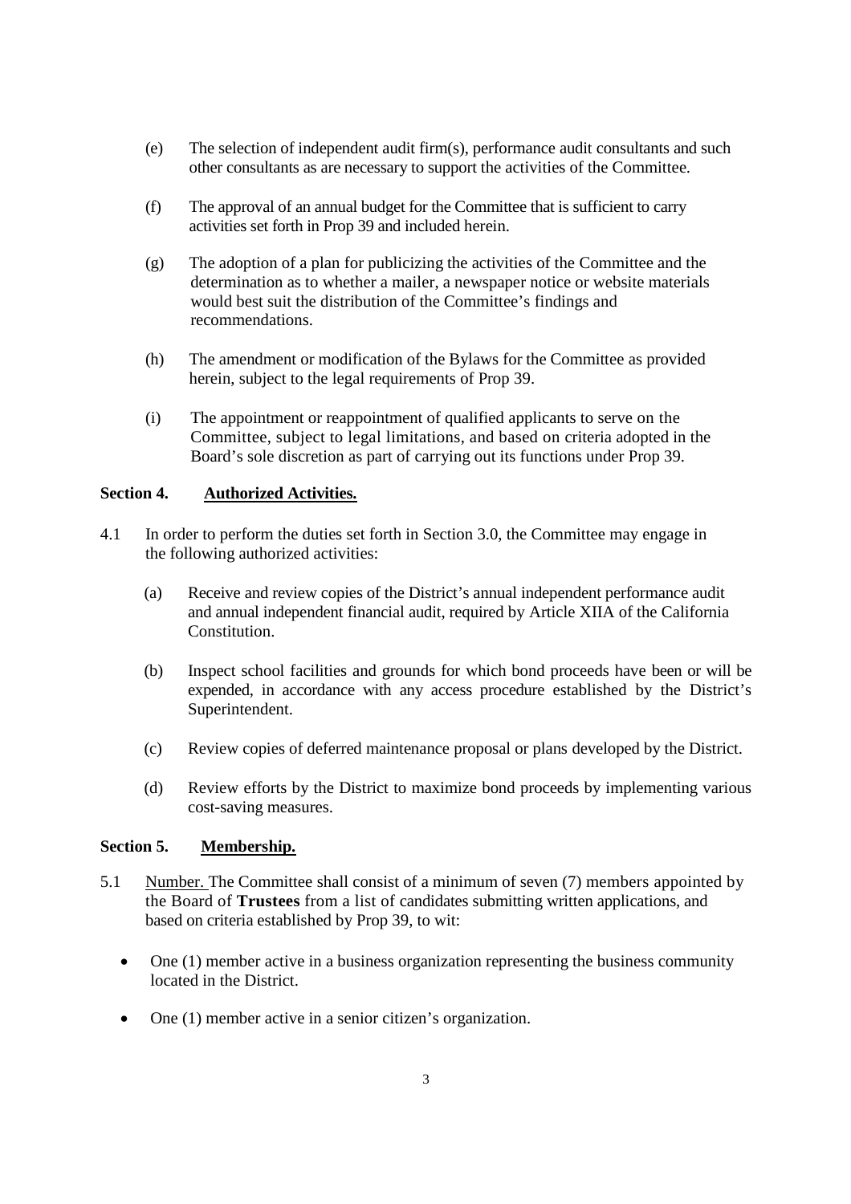(e) The selection of independent audit firm(s), performance audit consultants and such other consultants as are necessary to support the activities of the Committee.

(f) The approval of an annual budget for the Committee that is sufficient to carry activities set forth in Prop 39 and included herein.

(g) The adoption of a plan for publicizing the activities of the Committee and the determination as to whether a mailer, a newspaper notice or website materials would best suit the distribution of the Committee's findings and recommendations.

(h) The amendment or modification of the Bylaws for the Committee as provided herein, subject to the legal requirements of Prop 39.

(i) The appointment or reappointment of qualified applicants to serve on the Committee, subject to legal limitations, and based on criteria adopted in the Board's sole discretion as part of carrying out its functions under Prop 39.

**Section 4. Authorized Activities.**

4.1 In order to perform the duties set forth in Section 3.0, the Committee may engage in the following authorized activities:

(a) Receive and review copies of the District's annual independent performance audit and annual independent financial audit, required by Article XIIA of the California Constitution.

(b) Inspect school facilities and grounds for which bond proceeds have been or will be expended, in accordance with any access procedure established by the District's Superintendent.

(c) Review copies of deferred maintenance proposal or plans developed by the District.

(d) Review efforts by the District to maximize bond proceeds by implementing various cost-saving measures.

**Section 5. Membership.**

5.1 Number. The Committee shall consist of a minimum of seven (7) members appointed by the Board of **Trustees** from a list of candidates submitting written applications, and based on criteria established by Prop 39, to wit:

- One (1) member active in a business organization representing the business community located in the District.
- One (1) member active in a senior citizen's organization.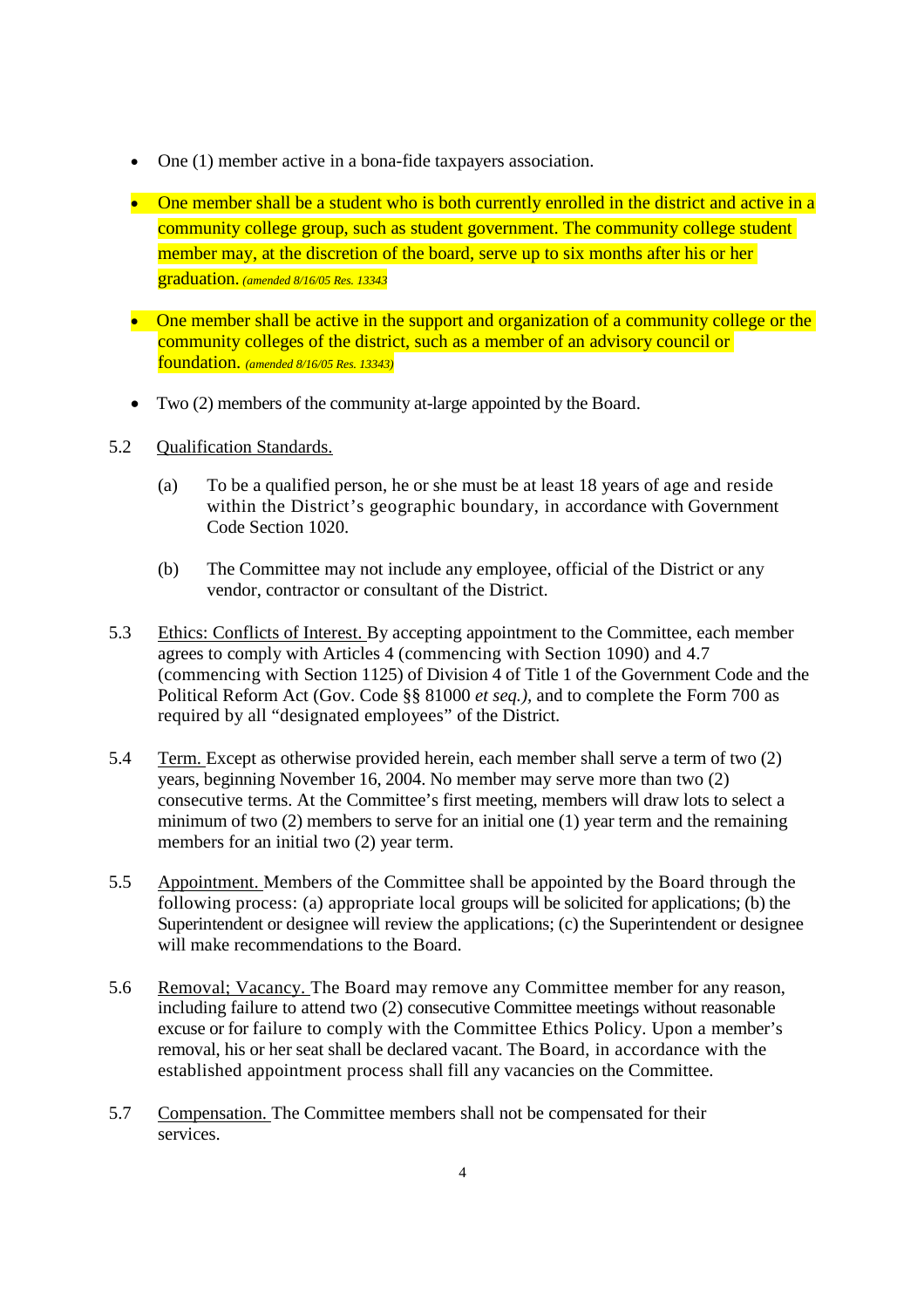- One (1) member active in a bona-fide taxpayers association.
- One member shall be a student who is both currently enrolled in the district and active in a community college group, such as student government. The community college student member may, at the discretion of the board, serve up to six months after his or her graduation. *(amended 8/16/05 Res. 13343*
- One member shall be active in the support and organization of a community college or the community colleges of the district, such as a member of an advisory council or foundation. *(amended 8/16/05 Res. 13343)*
- Two (2) members of the community at-large appointed by the Board.

5.2 Qualification Standards.

(a) To be a qualified person, he or she must be at least 18 years of age and reside within the District's geographic boundary, in accordance with Government Code Section 1020.

(b) The Committee may not include any employee, official of the District or any vendor, contractor or consultant of the District.

5.3 Ethics: Conflicts of Interest. By accepting appointment to the Committee, each member agrees to comply with Articles 4 (commencing with Section 1090) and 4.7 (commencing with Section 1125) of Division 4 of Title 1 of the Government Code and the Political Reform Act (Gov. Code §§ 81000 *et seq.),* and to complete the Form 700 as required by all "designated employees" of the District.

5.4 Term. Except as otherwise provided herein, each member shall serve a term of two (2) years, beginning November 16, 2004. No member may serve more than two (2) consecutive terms. At the Committee's first meeting, members will draw lots to select a minimum of two (2) members to serve for an initial one (1) year term and the remaining members for an initial two (2) year term.

5.5 Appointment. Members of the Committee shall be appointed by the Board through the following process: (a) appropriate local groups will be solicited for applications; (b) the Superintendent or designee will review the applications; (c) the Superintendent or designee will make recommendations to the Board.

5.6 Removal; Vacancy. The Board may remove any Committee member for any reason, including failure to attend two (2) consecutive Committee meetings without reasonable excuse or for failure to comply with the Committee Ethics Policy. Upon a member's removal, his or her seat shall be declared vacant. The Board, in accordance with the established appointment process shall fill any vacancies on the Committee.

5.7 Compensation. The Committee members shall not be compensated for their services.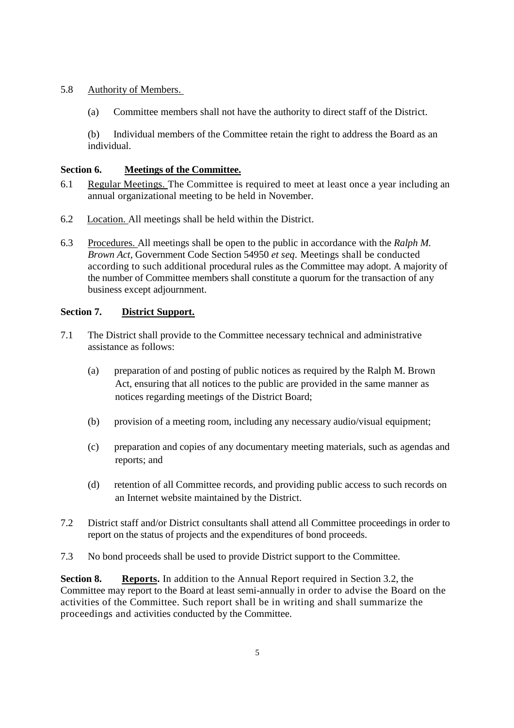5.8 Authority of Members.

(a) Committee members shall not have the authority to direct staff of the District.

(b) Individual members of the Committee retain the right to address the Board as an individual.

**Section 6. Meetings of the Committee.**

6.1 Regular Meetings. The Committee is required to meet at least once a year including an annual organizational meeting to be held in November.

6.2 Location. All meetings shall be held within the District.

6.3 Procedures. All meetings shall be open to the public in accordance with the *Ralph M. Brown Act*, Government Code Section 54950 *et seq*. Meetings shall be conducted according to such additional procedural rules as the Committee may adopt. A majority of the number of Committee members shall constitute a quorum for the transaction of any business except adjournment.

**Section 7. District Support.**

7.1 The District shall provide to the Committee necessary technical and administrative assistance as follows:

(a) preparation of and posting of public notices as required by the Ralph M. Brown Act, ensuring that all notices to the public are provided in the same manner as notices regarding meetings of the District Board;

(b) provision of a meeting room, including any necessary audio/visual equipment;

(c) preparation and copies of any documentary meeting materials, such as agendas and reports; and

(d) retention of all Committee records, and providing public access to such records on an Internet website maintained by the District.

7.2 District staff and/or District consultants shall attend all Committee proceedings in order to report on the status of projects and the expenditures of bond proceeds.

7.3 No bond proceeds shall be used to provide District support to the Committee.

**Section 8. Reports.** In addition to the Annual Report required in Section 3.2, the Committee may report to the Board at least semi-annually in order to advise the Board on the activities of the Committee. Such report shall be in writing and shall summarize the proceedings and activities conducted by the Committee.